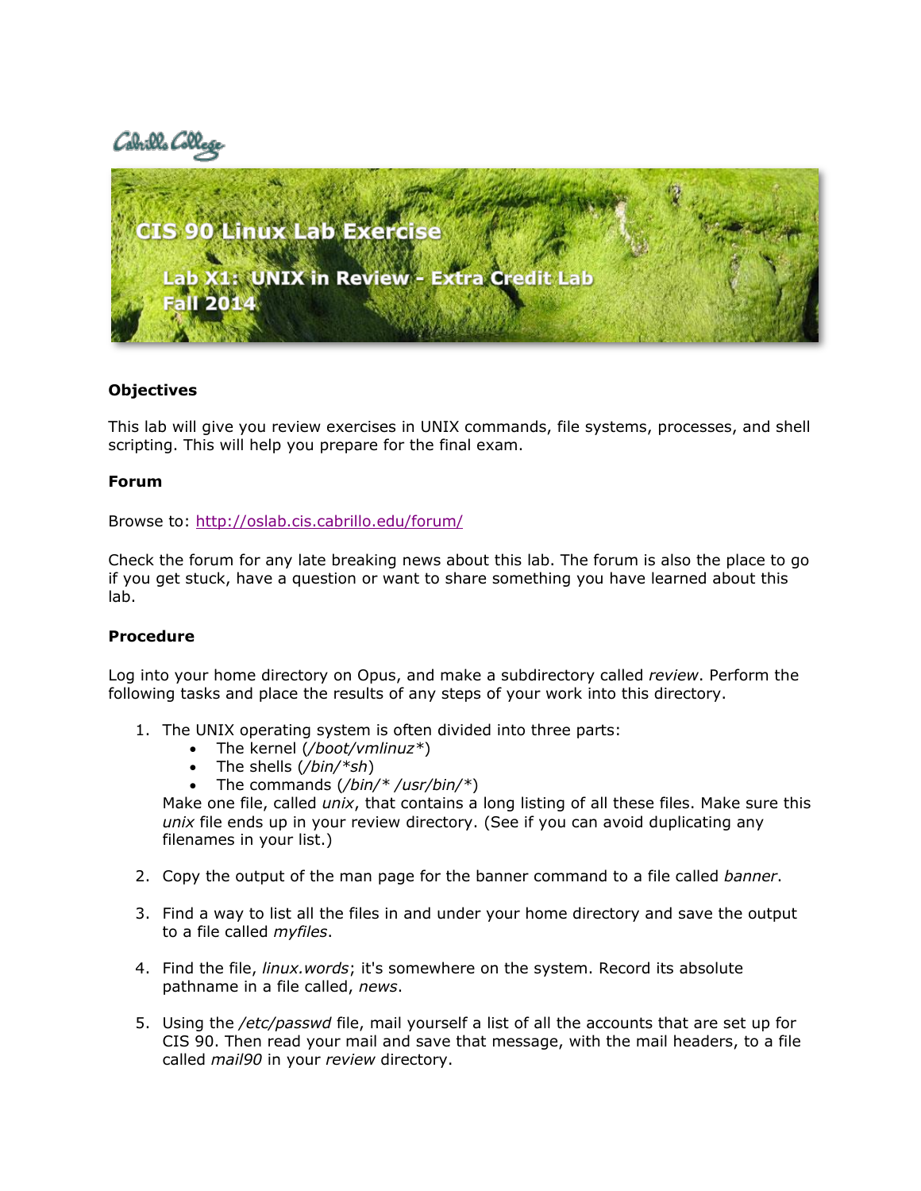Cabrillo College

# CIS 90 Linux Lab Exercise

## Lab X1: UNIX in Review - Extra Credit Lab
## Fall 2014

### Objectives

This lab will give you review exercises in UNIX commands, file systems, processes, and shell scripting. This will help you prepare for the final exam.

### Forum

Browse to: http://oslab.cis.cabrillo.edu/forum/

Check the forum for any late breaking news about this lab. The forum is also the place to go if you get stuck, have a question or want to share something you have learned about this lab.

### Procedure

Log into your home directory on Opus, and make a subdirectory called *review*. Perform the following tasks and place the results of any steps of your work into this directory.

1. The UNIX operating system is often divided into three parts:
   - The kernel (*/boot/vmlinuz**)
   - The shells (*/bin/*sh*)
   - The commands (*/bin/* /usr/bin/**)

   Make one file, called *unix*, that contains a long listing of all these files. Make sure this *unix* file ends up in your review directory. (See if you can avoid duplicating any filenames in your list.)

2. Copy the output of the man page for the banner command to a file called *banner*.

3. Find a way to list all the files in and under your home directory and save the output to a file called *myfiles*.

4. Find the file, *linux.words*; it's somewhere on the system. Record its absolute pathname in a file called, *news*.

5. Using the */etc/passwd* file, mail yourself a list of all the accounts that are set up for CIS 90. Then read your mail and save that message, with the mail headers, to a file called *mail90* in your *review* directory.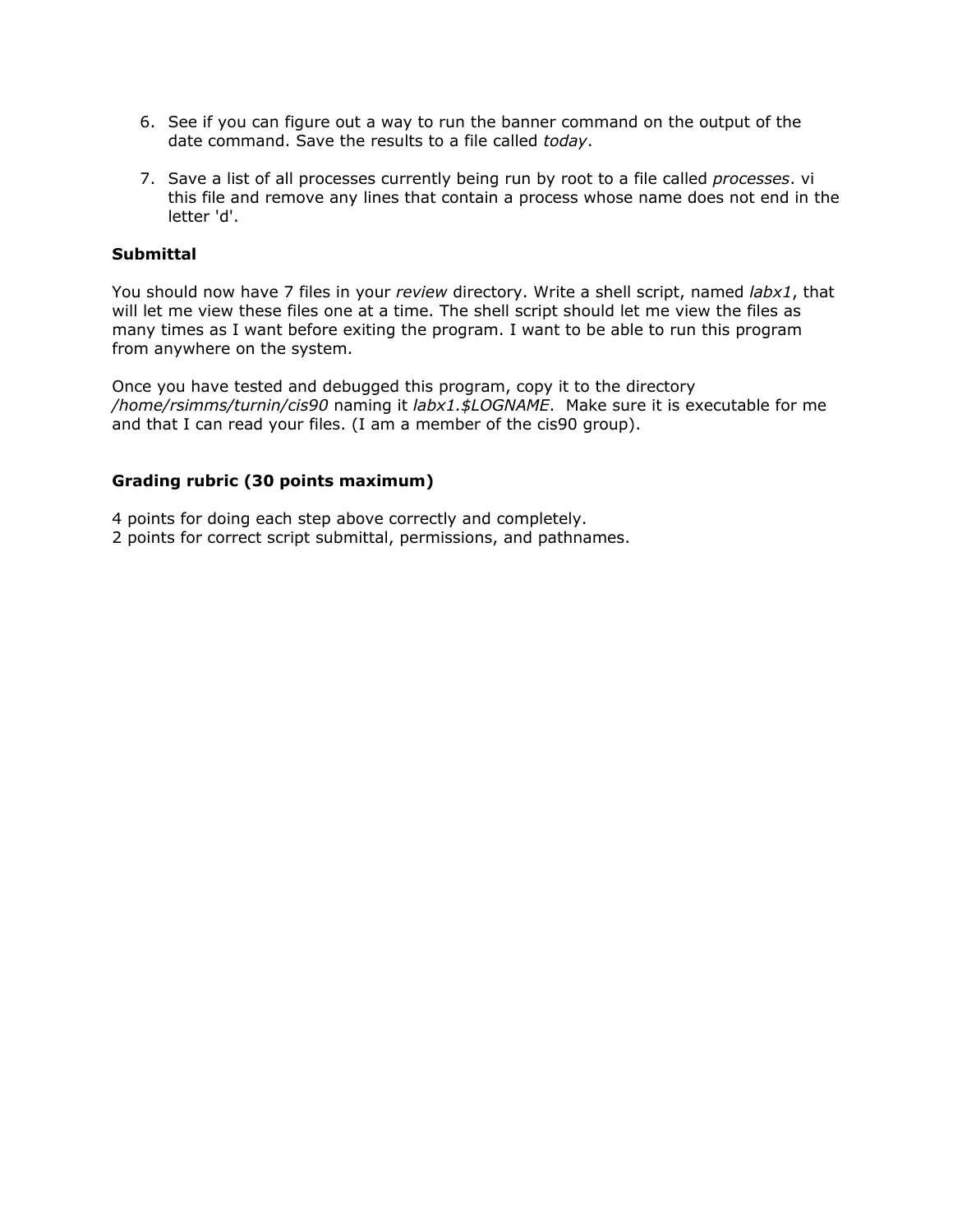6. See if you can figure out a way to run the banner command on the output of the date command. Save the results to a file called *today*.

7. Save a list of all processes currently being run by root to a file called *processes*. vi this file and remove any lines that contain a process whose name does not end in the letter 'd'.

**Submittal**

You should now have 7 files in your *review* directory. Write a shell script, named *labx1*, that will let me view these files one at a time. The shell script should let me view the files as many times as I want before exiting the program. I want to be able to run this program from anywhere on the system.

Once you have tested and debugged this program, copy it to the directory */home/rsimms/turnin/cis90* naming it *labx1.$LOGNAME*. Make sure it is executable for me and that I can read your files. (I am a member of the cis90 group).

**Grading rubric (30 points maximum)**

4 points for doing each step above correctly and completely.
2 points for correct script submittal, permissions, and pathnames.